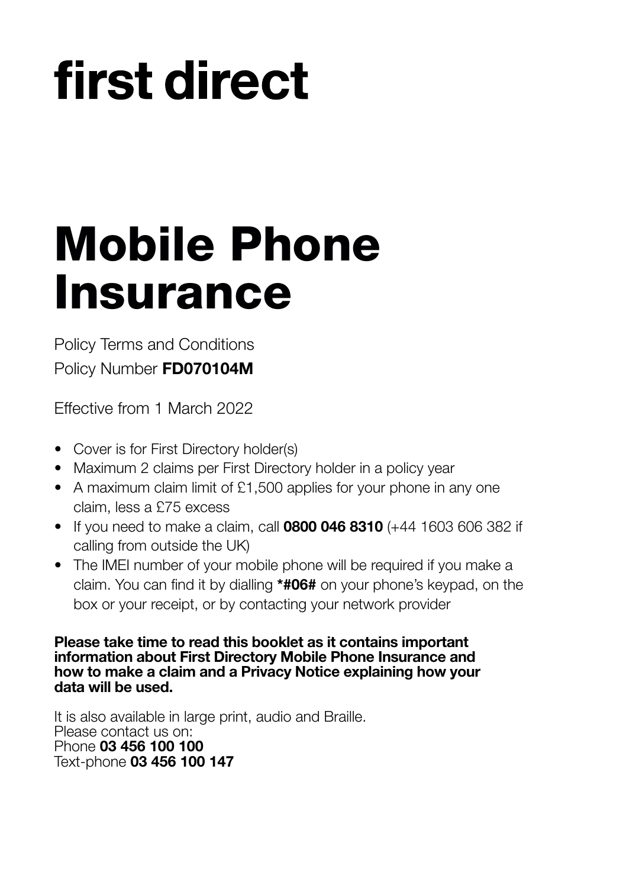# first direct

# Mobile Phone Insurance

Policy Terms and Conditions

Policy Number **FD070104M**

Effective from 1 March 2022

- Cover is for First Directory holder(s)
- Maximum 2 claims per First Directory holder in a policy year
- A maximum claim limit of £1,500 applies for your phone in any one claim, less a £75 excess
- If you need to make a claim, call **0800 046 8310** (+44 1603 606 382 if calling from outside the UK)
- The IMEI number of your mobile phone will be required if you make a claim. You can find it by dialling ***#06#** on your phone's keypad, on the box or your receipt, or by contacting your network provider

**Please take time to read this booklet as it contains important information about First Directory Mobile Phone Insurance and how to make a claim and a Privacy Notice explaining how your data will be used.**

It is also available in large print, audio and Braille.
Please contact us on:
Phone **03 456 100 100**
Text-phone **03 456 100 147**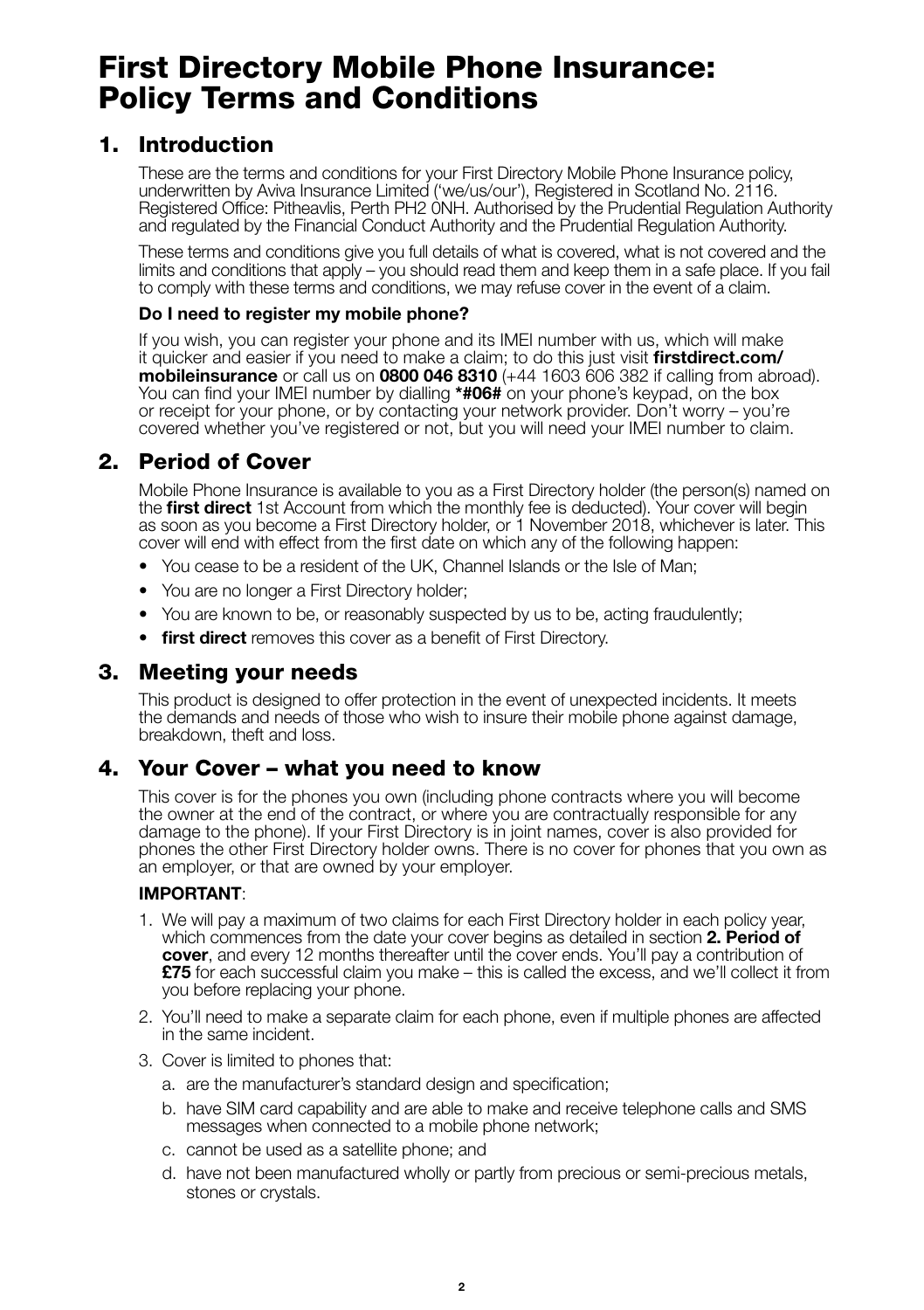# First Directory Mobile Phone Insurance: Policy Terms and Conditions

## 1. Introduction

These are the terms and conditions for your First Directory Mobile Phone Insurance policy, underwritten by Aviva Insurance Limited ('we/us/our'), Registered in Scotland No. 2116. Registered Office: Pitheavlis, Perth PH2 0NH. Authorised by the Prudential Regulation Authority and regulated by the Financial Conduct Authority and the Prudential Regulation Authority.

These terms and conditions give you full details of what is covered, what is not covered and the limits and conditions that apply – you should read them and keep them in a safe place. If you fail to comply with these terms and conditions, we may refuse cover in the event of a claim.

**Do I need to register my mobile phone?**

If you wish, you can register your phone and its IMEI number with us, which will make it quicker and easier if you need to make a claim; to do this just visit **firstdirect.com/mobileinsurance** or call us on **0800 046 8310** (+44 1603 606 382 if calling from abroad). You can find your IMEI number by dialling **\*#06#** on your phone's keypad, on the box or receipt for your phone, or by contacting your network provider. Don't worry – you're covered whether you've registered or not, but you will need your IMEI number to claim.

## 2. Period of Cover

Mobile Phone Insurance is available to you as a First Directory holder (the person(s) named on the **first direct** 1st Account from which the monthly fee is deducted). Your cover will begin as soon as you become a First Directory holder, or 1 November 2018, whichever is later. This cover will end with effect from the first date on which any of the following happen:

- You cease to be a resident of the UK, Channel Islands or the Isle of Man;
- You are no longer a First Directory holder;
- You are known to be, or reasonably suspected by us to be, acting fraudulently;
- **first direct** removes this cover as a benefit of First Directory.

## 3. Meeting your needs

This product is designed to offer protection in the event of unexpected incidents. It meets the demands and needs of those who wish to insure their mobile phone against damage, breakdown, theft and loss.

## 4. Your Cover – what you need to know

This cover is for the phones you own (including phone contracts where you will become the owner at the end of the contract, or where you are contractually responsible for any damage to the phone). If your First Directory is in joint names, cover is also provided for phones the other First Directory holder owns. There is no cover for phones that you own as an employer, or that are owned by your employer.

**IMPORTANT**:

1. We will pay a maximum of two claims for each First Directory holder in each policy year, which commences from the date your cover begins as detailed in section **2. Period of cover**, and every 12 months thereafter until the cover ends. You'll pay a contribution of **£75** for each successful claim you make – this is called the excess, and we'll collect it from you before replacing your phone.
2. You'll need to make a separate claim for each phone, even if multiple phones are affected in the same incident.
3. Cover is limited to phones that:
   a. are the manufacturer's standard design and specification;
   b. have SIM card capability and are able to make and receive telephone calls and SMS messages when connected to a mobile phone network;
   c. cannot be used as a satellite phone; and
   d. have not been manufactured wholly or partly from precious or semi-precious metals, stones or crystals.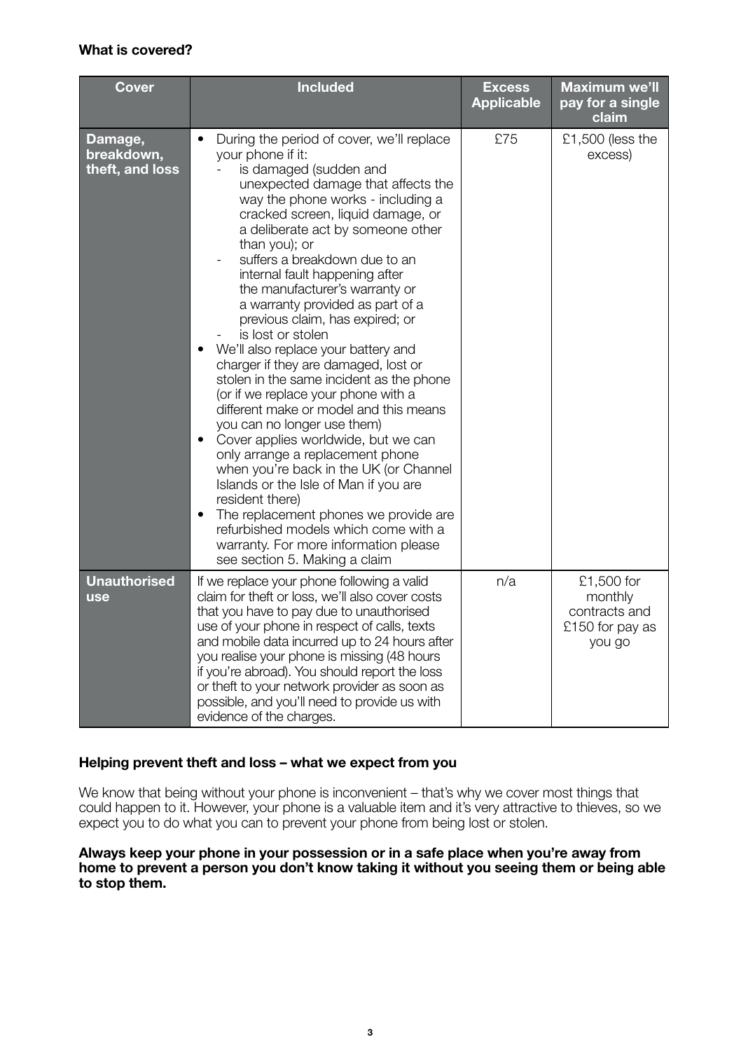### What is covered?

| Cover | Included | Excess Applicable | Maximum we'll pay for a single claim |
|---|---|---|---|
| **Damage, breakdown, theft, and loss** | • During the period of cover, we'll replace your phone if it:<br>- is damaged (sudden and unexpected damage that affects the way the phone works - including a cracked screen, liquid damage, or a deliberate act by someone other than you); or<br>- suffers a breakdown due to an internal fault happening after the manufacturer's warranty or a warranty provided as part of a previous claim, has expired; or<br>- is lost or stolen<br>• We'll also replace your battery and charger if they are damaged, lost or stolen in the same incident as the phone (or if we replace your phone with a different make or model and this means you can no longer use them)<br>• Cover applies worldwide, but we can only arrange a replacement phone when you're back in the UK (or Channel Islands or the Isle of Man if you are resident there)<br>• The replacement phones we provide are refurbished models which come with a warranty. For more information please see section 5. Making a claim | £75 | £1,500 (less the excess) |
| **Unauthorised use** | If we replace your phone following a valid claim for theft or loss, we'll also cover costs that you have to pay due to unauthorised use of your phone in respect of calls, texts and mobile data incurred up to 24 hours after you realise your phone is missing (48 hours if you're abroad). You should report the loss or theft to your network provider as soon as possible, and you'll need to provide us with evidence of the charges. | n/a | £1,500 for monthly contracts and £150 for pay as you go |

### Helping prevent theft and loss – what we expect from you

We know that being without your phone is inconvenient – that's why we cover most things that could happen to it. However, your phone is a valuable item and it's very attractive to thieves, so we expect you to do what you can to prevent your phone from being lost or stolen.

**Always keep your phone in your possession or in a safe place when you're away from home to prevent a person you don't know taking it without you seeing them or being able to stop them.**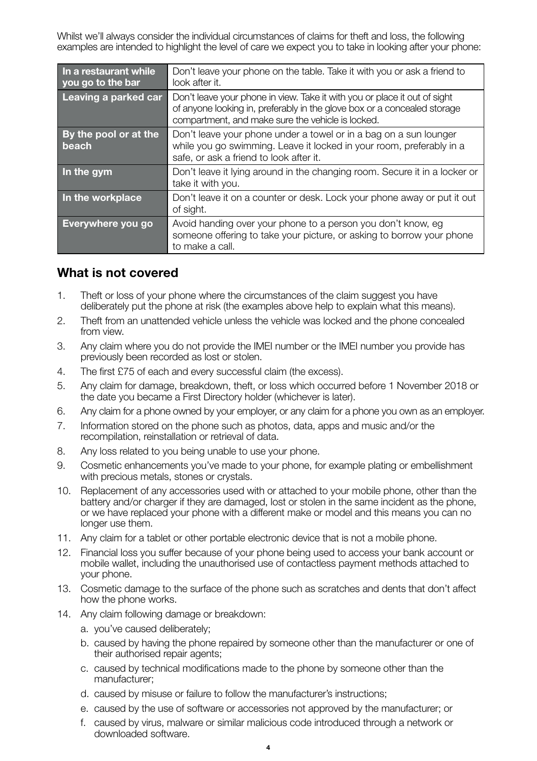Whilst we'll always consider the individual circumstances of claims for theft and loss, the following examples are intended to highlight the level of care we expect you to take in looking after your phone:

| | |
|---|---|
| **In a restaurant while you go to the bar** | Don't leave your phone on the table. Take it with you or ask a friend to look after it. |
| **Leaving a parked car** | Don't leave your phone in view. Take it with you or place it out of sight of anyone looking in, preferably in the glove box or a concealed storage compartment, and make sure the vehicle is locked. |
| **By the pool or at the beach** | Don't leave your phone under a towel or in a bag on a sun lounger while you go swimming. Leave it locked in your room, preferably in a safe, or ask a friend to look after it. |
| **In the gym** | Don't leave it lying around in the changing room. Secure it in a locker or take it with you. |
| **In the workplace** | Don't leave it on a counter or desk. Lock your phone away or put it out of sight. |
| **Everywhere you go** | Avoid handing over your phone to a person you don't know, eg someone offering to take your picture, or asking to borrow your phone to make a call. |

## What is not covered

1. Theft or loss of your phone where the circumstances of the claim suggest you have deliberately put the phone at risk (the examples above help to explain what this means).
2. Theft from an unattended vehicle unless the vehicle was locked and the phone concealed from view.
3. Any claim where you do not provide the IMEI number or the IMEI number you provide has previously been recorded as lost or stolen.
4. The first £75 of each and every successful claim (the excess).
5. Any claim for damage, breakdown, theft, or loss which occurred before 1 November 2018 or the date you became a First Directory holder (whichever is later).
6. Any claim for a phone owned by your employer, or any claim for a phone you own as an employer.
7. Information stored on the phone such as photos, data, apps and music and/or the recompilation, reinstallation or retrieval of data.
8. Any loss related to you being unable to use your phone.
9. Cosmetic enhancements you've made to your phone, for example plating or embellishment with precious metals, stones or crystals.
10. Replacement of any accessories used with or attached to your mobile phone, other than the battery and/or charger if they are damaged, lost or stolen in the same incident as the phone, or we have replaced your phone with a different make or model and this means you can no longer use them.
11. Any claim for a tablet or other portable electronic device that is not a mobile phone.
12. Financial loss you suffer because of your phone being used to access your bank account or mobile wallet, including the unauthorised use of contactless payment methods attached to your phone.
13. Cosmetic damage to the surface of the phone such as scratches and dents that don't affect how the phone works.
14. Any claim following damage or breakdown:
    a. you've caused deliberately;
    b. caused by having the phone repaired by someone other than the manufacturer or one of their authorised repair agents;
    c. caused by technical modifications made to the phone by someone other than the manufacturer;
    d. caused by misuse or failure to follow the manufacturer's instructions;
    e. caused by the use of software or accessories not approved by the manufacturer; or
    f. caused by virus, malware or similar malicious code introduced through a network or downloaded software.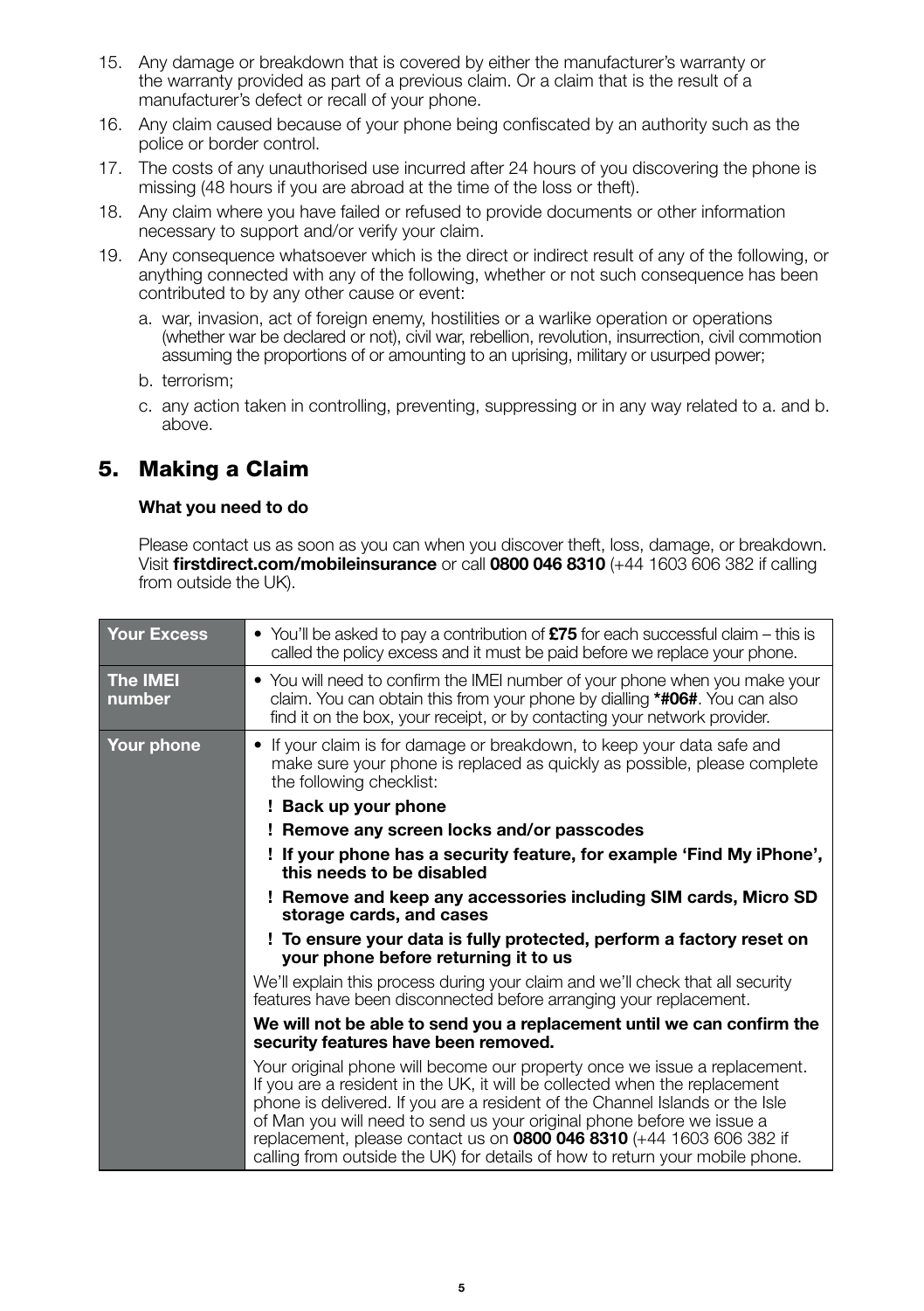15. Any damage or breakdown that is covered by either the manufacturer's warranty or the warranty provided as part of a previous claim. Or a claim that is the result of a manufacturer's defect or recall of your phone.
16. Any claim caused because of your phone being confiscated by an authority such as the police or border control.
17. The costs of any unauthorised use incurred after 24 hours of you discovering the phone is missing (48 hours if you are abroad at the time of the loss or theft).
18. Any claim where you have failed or refused to provide documents or other information necessary to support and/or verify your claim.
19. Any consequence whatsoever which is the direct or indirect result of any of the following, or anything connected with any of the following, whether or not such consequence has been contributed to by any other cause or event:
    a. war, invasion, act of foreign enemy, hostilities or a warlike operation or operations (whether war be declared or not), civil war, rebellion, revolution, insurrection, civil commotion assuming the proportions of or amounting to an uprising, military or usurped power;
    b. terrorism;
    c. any action taken in controlling, preventing, suppressing or in any way related to a. and b. above.

## 5. Making a Claim

**What you need to do**

Please contact us as soon as you can when you discover theft, loss, damage, or breakdown. Visit **firstdirect.com/mobileinsurance** or call **0800 046 8310** (+44 1603 606 382 if calling from outside the UK).

| | |
|---|---|
| **Your Excess** | • You'll be asked to pay a contribution of **£75** for each successful claim – this is called the policy excess and it must be paid before we replace your phone. |
| **The IMEI number** | • You will need to confirm the IMEI number of your phone when you make your claim. You can obtain this from your phone by dialling **\*#06#**. You can also find it on the box, your receipt, or by contacting your network provider. |
| **Your phone** | • If your claim is for damage or breakdown, to keep your data safe and make sure your phone is replaced as quickly as possible, please complete the following checklist:<br>**! Back up your phone**<br>**! Remove any screen locks and/or passcodes**<br>**! If your phone has a security feature, for example 'Find My iPhone', this needs to be disabled**<br>**! Remove and keep any accessories including SIM cards, Micro SD storage cards, and cases**<br>**! To ensure your data is fully protected, perform a factory reset on your phone before returning it to us**<br>We'll explain this process during your claim and we'll check that all security features have been disconnected before arranging your replacement.<br>**We will not be able to send you a replacement until we can confirm the security features have been removed.**<br>Your original phone will become our property once we issue a replacement. If you are a resident in the UK, it will be collected when the replacement phone is delivered. If you are a resident of the Channel Islands or the Isle of Man you will need to send us your original phone before we issue a replacement, please contact us on **0800 046 8310** (+44 1603 606 382 if calling from outside the UK) for details of how to return your mobile phone. |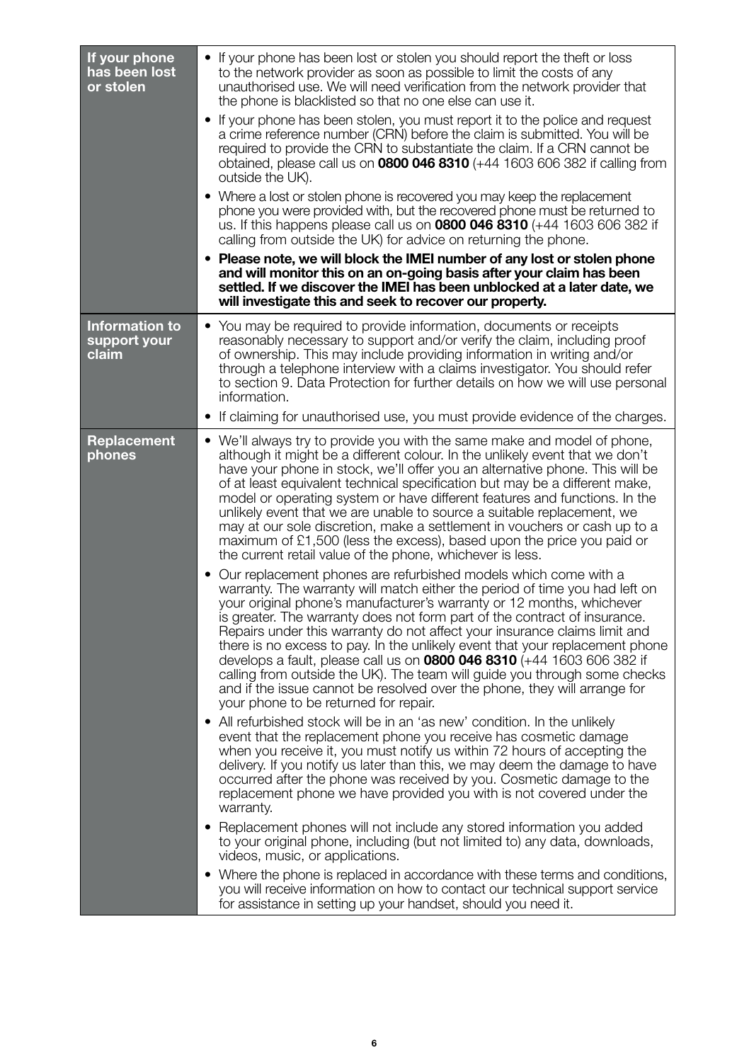| | |
|---|---|
| **If your phone has been lost or stolen** | • If your phone has been lost or stolen you should report the theft or loss to the network provider as soon as possible to limit the costs of any unauthorised use. We will need verification from the network provider that the phone is blacklisted so that no one else can use it.<br>• If your phone has been stolen, you must report it to the police and request a crime reference number (CRN) before the claim is submitted. You will be required to provide the CRN to substantiate the claim. If a CRN cannot be obtained, please call us on **0800 046 8310** (+44 1603 606 382 if calling from outside the UK).<br>• Where a lost or stolen phone is recovered you may keep the replacement phone you were provided with, but the recovered phone must be returned to us. If this happens please call us on **0800 046 8310** (+44 1603 606 382 if calling from outside the UK) for advice on returning the phone.<br>• **Please note, we will block the IMEI number of any lost or stolen phone and will monitor this on an on-going basis after your claim has been settled. If we discover the IMEI has been unblocked at a later date, we will investigate this and seek to recover our property.** |
| **Information to support your claim** | • You may be required to provide information, documents or receipts reasonably necessary to support and/or verify the claim, including proof of ownership. This may include providing information in writing and/or through a telephone interview with a claims investigator. You should refer to section 9. Data Protection for further details on how we will use personal information.<br>• If claiming for unauthorised use, you must provide evidence of the charges. |
| **Replacement phones** | • We'll always try to provide you with the same make and model of phone, although it might be a different colour. In the unlikely event that we don't have your phone in stock, we'll offer you an alternative phone. This will be of at least equivalent technical specification but may be a different make, model or operating system or have different features and functions. In the unlikely event that we are unable to source a suitable replacement, we may at our sole discretion, make a settlement in vouchers or cash up to a maximum of £1,500 (less the excess), based upon the price you paid or the current retail value of the phone, whichever is less.<br>• Our replacement phones are refurbished models which come with a warranty. The warranty will match either the period of time you had left on your original phone's manufacturer's warranty or 12 months, whichever is greater. The warranty does not form part of the contract of insurance. Repairs under this warranty do not affect your insurance claims limit and there is no excess to pay. In the unlikely event that your replacement phone develops a fault, please call us on **0800 046 8310** (+44 1603 606 382 if calling from outside the UK). The team will guide you through some checks and if the issue cannot be resolved over the phone, they will arrange for your phone to be returned for repair.<br>• All refurbished stock will be in an 'as new' condition. In the unlikely event that the replacement phone you receive has cosmetic damage when you receive it, you must notify us within 72 hours of accepting the delivery. If you notify us later than this, we may deem the damage to have occurred after the phone was received by you. Cosmetic damage to the replacement phone we have provided you with is not covered under the warranty.<br>• Replacement phones will not include any stored information you added to your original phone, including (but not limited to) any data, downloads, videos, music, or applications.<br>• Where the phone is replaced in accordance with these terms and conditions, you will receive information on how to contact our technical support service for assistance in setting up your handset, should you need it. |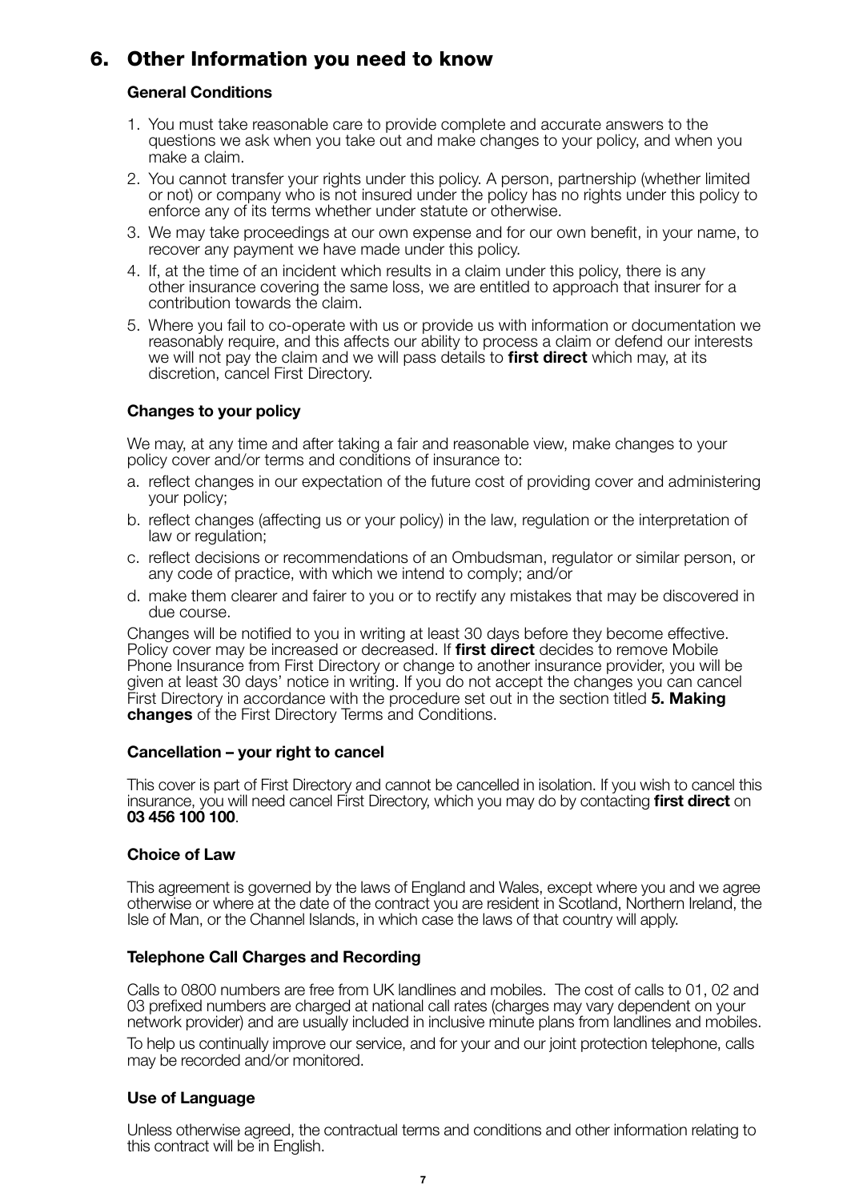## 6. Other Information you need to know

### General Conditions

1. You must take reasonable care to provide complete and accurate answers to the questions we ask when you take out and make changes to your policy, and when you make a claim.
2. You cannot transfer your rights under this policy. A person, partnership (whether limited or not) or company who is not insured under the policy has no rights under this policy to enforce any of its terms whether under statute or otherwise.
3. We may take proceedings at our own expense and for our own benefit, in your name, to recover any payment we have made under this policy.
4. If, at the time of an incident which results in a claim under this policy, there is any other insurance covering the same loss, we are entitled to approach that insurer for a contribution towards the claim.
5. Where you fail to co-operate with us or provide us with information or documentation we reasonably require, and this affects our ability to process a claim or defend our interests we will not pay the claim and we will pass details to **first direct** which may, at its discretion, cancel First Directory.

### Changes to your policy

We may, at any time and after taking a fair and reasonable view, make changes to your policy cover and/or terms and conditions of insurance to:

a. reflect changes in our expectation of the future cost of providing cover and administering your policy;
b. reflect changes (affecting us or your policy) in the law, regulation or the interpretation of law or regulation;
c. reflect decisions or recommendations of an Ombudsman, regulator or similar person, or any code of practice, with which we intend to comply; and/or
d. make them clearer and fairer to you or to rectify any mistakes that may be discovered in due course.

Changes will be notified to you in writing at least 30 days before they become effective. Policy cover may be increased or decreased. If **first direct** decides to remove Mobile Phone Insurance from First Directory or change to another insurance provider, you will be given at least 30 days' notice in writing. If you do not accept the changes you can cancel First Directory in accordance with the procedure set out in the section titled **5. Making changes** of the First Directory Terms and Conditions.

### Cancellation – your right to cancel

This cover is part of First Directory and cannot be cancelled in isolation. If you wish to cancel this insurance, you will need cancel First Directory, which you may do by contacting **first direct** on **03 456 100 100**.

### Choice of Law

This agreement is governed by the laws of England and Wales, except where you and we agree otherwise or where at the date of the contract you are resident in Scotland, Northern Ireland, the Isle of Man, or the Channel Islands, in which case the laws of that country will apply.

### Telephone Call Charges and Recording

Calls to 0800 numbers are free from UK landlines and mobiles. The cost of calls to 01, 02 and 03 prefixed numbers are charged at national call rates (charges may vary dependent on your network provider) and are usually included in inclusive minute plans from landlines and mobiles.

To help us continually improve our service, and for your and our joint protection telephone, calls may be recorded and/or monitored.

### Use of Language

Unless otherwise agreed, the contractual terms and conditions and other information relating to this contract will be in English.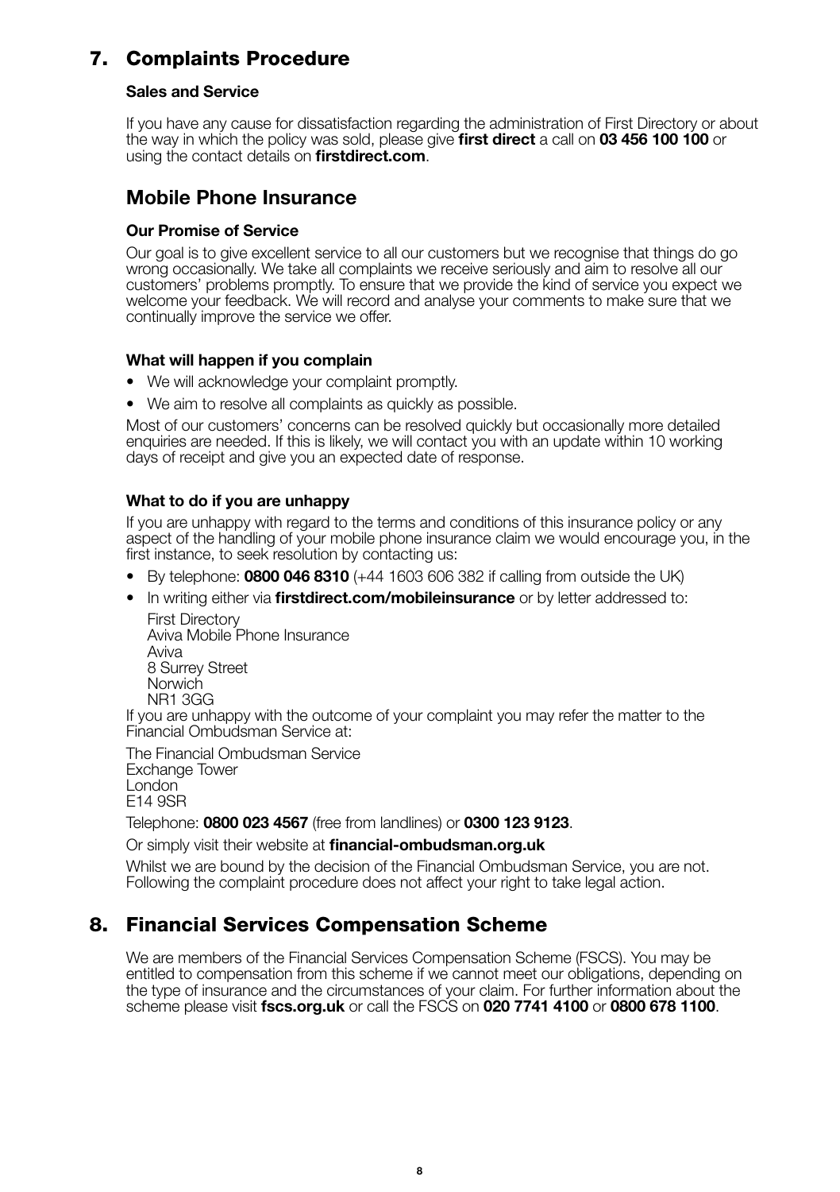## 7. Complaints Procedure

### Sales and Service

If you have any cause for dissatisfaction regarding the administration of First Directory or about the way in which the policy was sold, please give **first direct** a call on **03 456 100 100** or using the contact details on **firstdirect.com**.

## Mobile Phone Insurance

### Our Promise of Service

Our goal is to give excellent service to all our customers but we recognise that things do go wrong occasionally. We take all complaints we receive seriously and aim to resolve all our customers' problems promptly. To ensure that we provide the kind of service you expect we welcome your feedback. We will record and analyse your comments to make sure that we continually improve the service we offer.

### What will happen if you complain

- We will acknowledge your complaint promptly.
- We aim to resolve all complaints as quickly as possible.

Most of our customers' concerns can be resolved quickly but occasionally more detailed enquiries are needed. If this is likely, we will contact you with an update within 10 working days of receipt and give you an expected date of response.

### What to do if you are unhappy

If you are unhappy with regard to the terms and conditions of this insurance policy or any aspect of the handling of your mobile phone insurance claim we would encourage you, in the first instance, to seek resolution by contacting us:

- By telephone: **0800 046 8310** (+44 1603 606 382 if calling from outside the UK)
- In writing either via **firstdirect.com/mobileinsurance** or by letter addressed to:

  First Directory
  Aviva Mobile Phone Insurance
  Aviva
  8 Surrey Street
  Norwich
  NR1 3GG

If you are unhappy with the outcome of your complaint you may refer the matter to the Financial Ombudsman Service at:

The Financial Ombudsman Service
Exchange Tower
London
E14 9SR

Telephone: **0800 023 4567** (free from landlines) or **0300 123 9123**.

Or simply visit their website at **financial-ombudsman.org.uk**

Whilst we are bound by the decision of the Financial Ombudsman Service, you are not. Following the complaint procedure does not affect your right to take legal action.

## 8. Financial Services Compensation Scheme

We are members of the Financial Services Compensation Scheme (FSCS). You may be entitled to compensation from this scheme if we cannot meet our obligations, depending on the type of insurance and the circumstances of your claim. For further information about the scheme please visit **fscs.org.uk** or call the FSCS on **020 7741 4100** or **0800 678 1100**.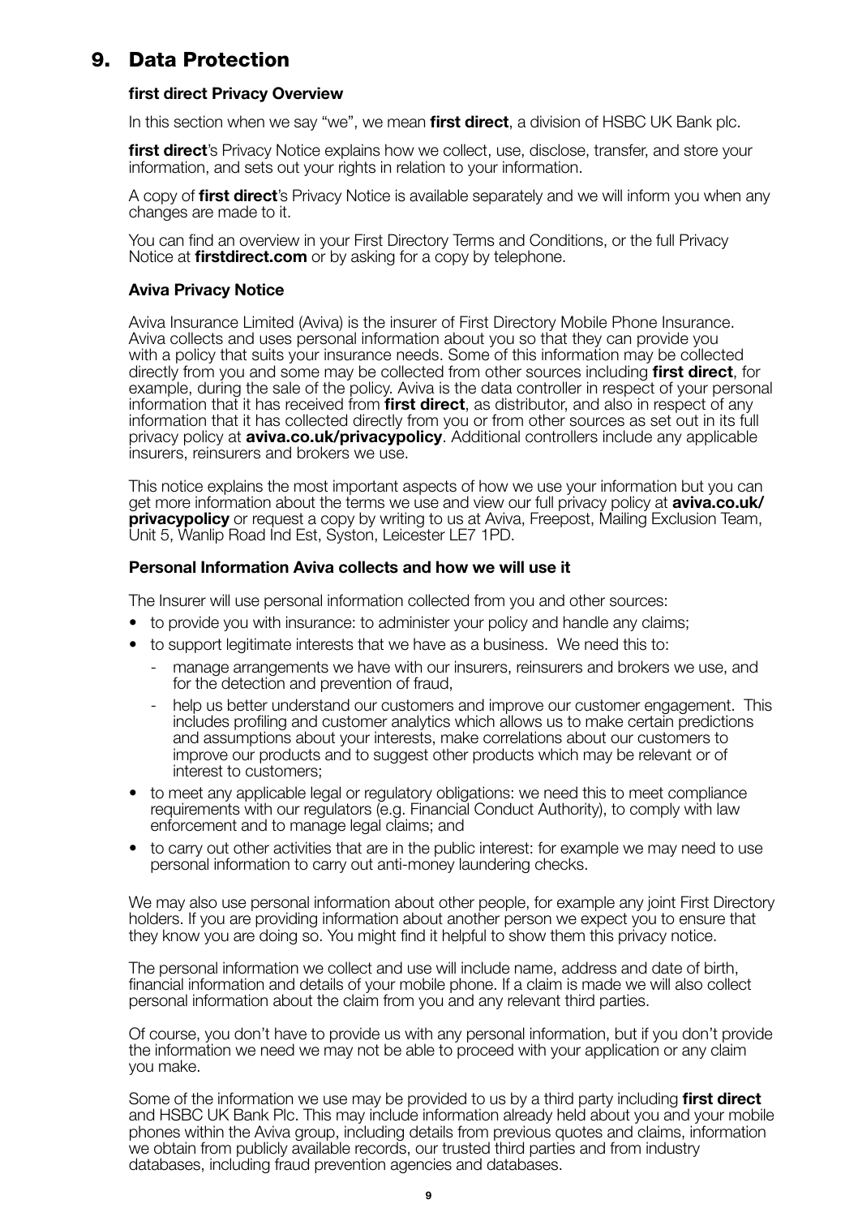# 9. Data Protection

### first direct Privacy Overview

In this section when we say "we", we mean **first direct**, a division of HSBC UK Bank plc.

**first direct**'s Privacy Notice explains how we collect, use, disclose, transfer, and store your information, and sets out your rights in relation to your information.

A copy of **first direct**'s Privacy Notice is available separately and we will inform you when any changes are made to it.

You can find an overview in your First Directory Terms and Conditions, or the full Privacy Notice at **firstdirect.com** or by asking for a copy by telephone.

### Aviva Privacy Notice

Aviva Insurance Limited (Aviva) is the insurer of First Directory Mobile Phone Insurance. Aviva collects and uses personal information about you so that they can provide you with a policy that suits your insurance needs. Some of this information may be collected directly from you and some may be collected from other sources including **first direct**, for example, during the sale of the policy. Aviva is the data controller in respect of your personal information that it has received from **first direct**, as distributor, and also in respect of any information that it has collected directly from you or from other sources as set out in its full privacy policy at **aviva.co.uk/privacypolicy**. Additional controllers include any applicable insurers, reinsurers and brokers we use.

This notice explains the most important aspects of how we use your information but you can get more information about the terms we use and view our full privacy policy at **aviva.co.uk/privacypolicy** or request a copy by writing to us at Aviva, Freepost, Mailing Exclusion Team, Unit 5, Wanlip Road Ind Est, Syston, Leicester LE7 1PD.

### Personal Information Aviva collects and how we will use it

The Insurer will use personal information collected from you and other sources:

- to provide you with insurance: to administer your policy and handle any claims;
- to support legitimate interests that we have as a business. We need this to:
  - manage arrangements we have with our insurers, reinsurers and brokers we use, and for the detection and prevention of fraud,
  - help us better understand our customers and improve our customer engagement. This includes profiling and customer analytics which allows us to make certain predictions and assumptions about your interests, make correlations about our customers to improve our products and to suggest other products which may be relevant or of interest to customers;
- to meet any applicable legal or regulatory obligations: we need this to meet compliance requirements with our regulators (e.g. Financial Conduct Authority), to comply with law enforcement and to manage legal claims; and
- to carry out other activities that are in the public interest: for example we may need to use personal information to carry out anti-money laundering checks.

We may also use personal information about other people, for example any joint First Directory holders. If you are providing information about another person we expect you to ensure that they know you are doing so. You might find it helpful to show them this privacy notice.

The personal information we collect and use will include name, address and date of birth, financial information and details of your mobile phone. If a claim is made we will also collect personal information about the claim from you and any relevant third parties.

Of course, you don't have to provide us with any personal information, but if you don't provide the information we need we may not be able to proceed with your application or any claim you make.

Some of the information we use may be provided to us by a third party including **first direct** and HSBC UK Bank Plc. This may include information already held about you and your mobile phones within the Aviva group, including details from previous quotes and claims, information we obtain from publicly available records, our trusted third parties and from industry databases, including fraud prevention agencies and databases.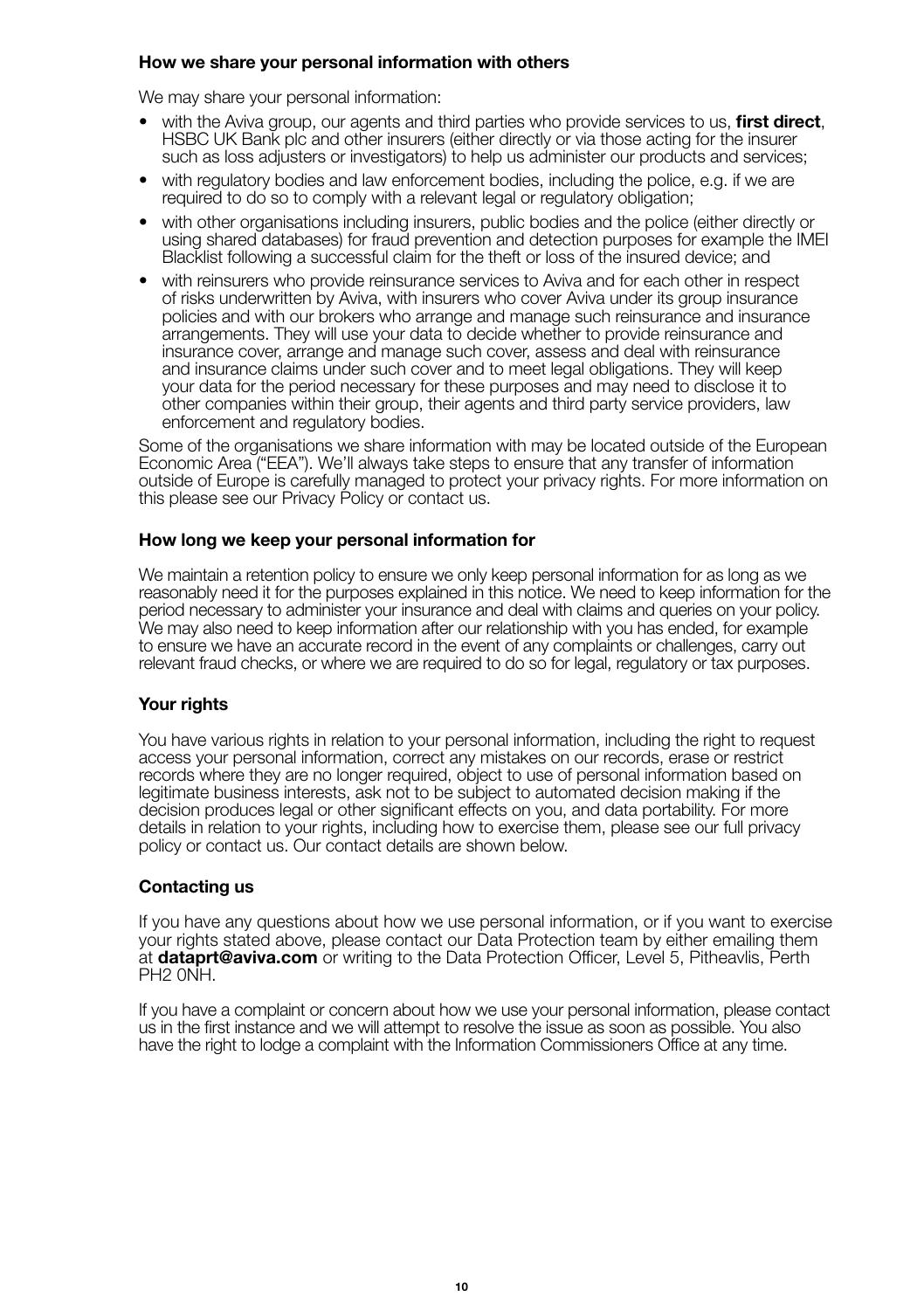**How we share your personal information with others**

We may share your personal information:

- with the Aviva group, our agents and third parties who provide services to us, **first direct**, HSBC UK Bank plc and other insurers (either directly or via those acting for the insurer such as loss adjusters or investigators) to help us administer our products and services;
- with regulatory bodies and law enforcement bodies, including the police, e.g. if we are required to do so to comply with a relevant legal or regulatory obligation;
- with other organisations including insurers, public bodies and the police (either directly or using shared databases) for fraud prevention and detection purposes for example the IMEI Blacklist following a successful claim for the theft or loss of the insured device; and
- with reinsurers who provide reinsurance services to Aviva and for each other in respect of risks underwritten by Aviva, with insurers who cover Aviva under its group insurance policies and with our brokers who arrange and manage such reinsurance and insurance arrangements. They will use your data to decide whether to provide reinsurance and insurance cover, arrange and manage such cover, assess and deal with reinsurance and insurance claims under such cover and to meet legal obligations. They will keep your data for the period necessary for these purposes and may need to disclose it to other companies within their group, their agents and third party service providers, law enforcement and regulatory bodies.

Some of the organisations we share information with may be located outside of the European Economic Area ("EEA"). We'll always take steps to ensure that any transfer of information outside of Europe is carefully managed to protect your privacy rights. For more information on this please see our Privacy Policy or contact us.

**How long we keep your personal information for**

We maintain a retention policy to ensure we only keep personal information for as long as we reasonably need it for the purposes explained in this notice. We need to keep information for the period necessary to administer your insurance and deal with claims and queries on your policy. We may also need to keep information after our relationship with you has ended, for example to ensure we have an accurate record in the event of any complaints or challenges, carry out relevant fraud checks, or where we are required to do so for legal, regulatory or tax purposes.

**Your rights**

You have various rights in relation to your personal information, including the right to request access your personal information, correct any mistakes on our records, erase or restrict records where they are no longer required, object to use of personal information based on legitimate business interests, ask not to be subject to automated decision making if the decision produces legal or other significant effects on you, and data portability. For more details in relation to your rights, including how to exercise them, please see our full privacy policy or contact us. Our contact details are shown below.

**Contacting us**

If you have any questions about how we use personal information, or if you want to exercise your rights stated above, please contact our Data Protection team by either emailing them at **dataprt@aviva.com** or writing to the Data Protection Officer, Level 5, Pitheavlis, Perth PH2 0NH.

If you have a complaint or concern about how we use your personal information, please contact us in the first instance and we will attempt to resolve the issue as soon as possible. You also have the right to lodge a complaint with the Information Commissioners Office at any time.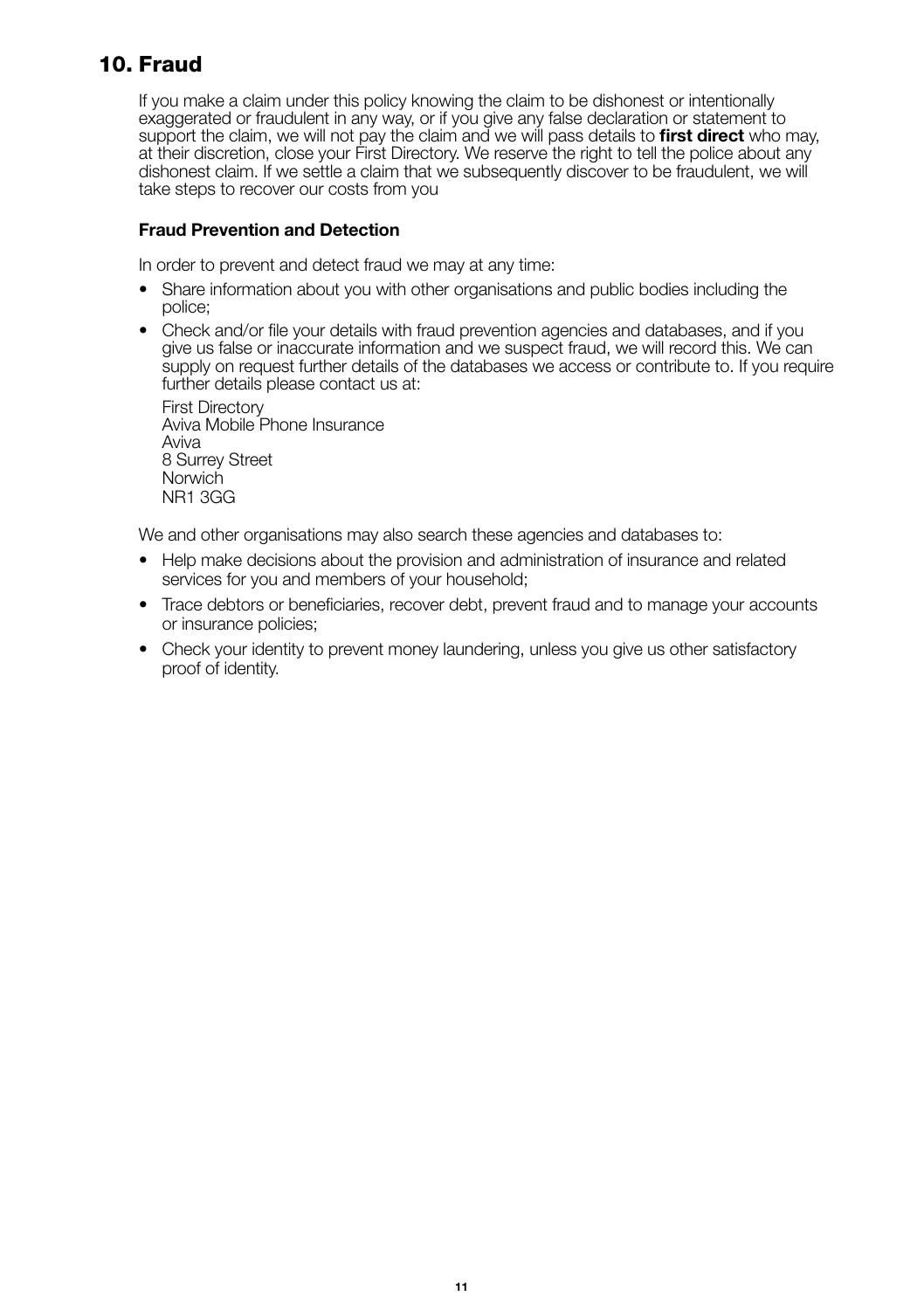## 10. Fraud

If you make a claim under this policy knowing the claim to be dishonest or intentionally exaggerated or fraudulent in any way, or if you give any false declaration or statement to support the claim, we will not pay the claim and we will pass details to **first direct** who may, at their discretion, close your First Directory. We reserve the right to tell the police about any dishonest claim. If we settle a claim that we subsequently discover to be fraudulent, we will take steps to recover our costs from you

**Fraud Prevention and Detection**

In order to prevent and detect fraud we may at any time:

- Share information about you with other organisations and public bodies including the police;
- Check and/or file your details with fraud prevention agencies and databases, and if you give us false or inaccurate information and we suspect fraud, we will record this. We can supply on request further details of the databases we access or contribute to. If you require further details please contact us at:

  First Directory
  Aviva Mobile Phone Insurance
  Aviva
  8 Surrey Street
  Norwich
  NR1 3GG

We and other organisations may also search these agencies and databases to:

- Help make decisions about the provision and administration of insurance and related services for you and members of your household;
- Trace debtors or beneficiaries, recover debt, prevent fraud and to manage your accounts or insurance policies;
- Check your identity to prevent money laundering, unless you give us other satisfactory proof of identity.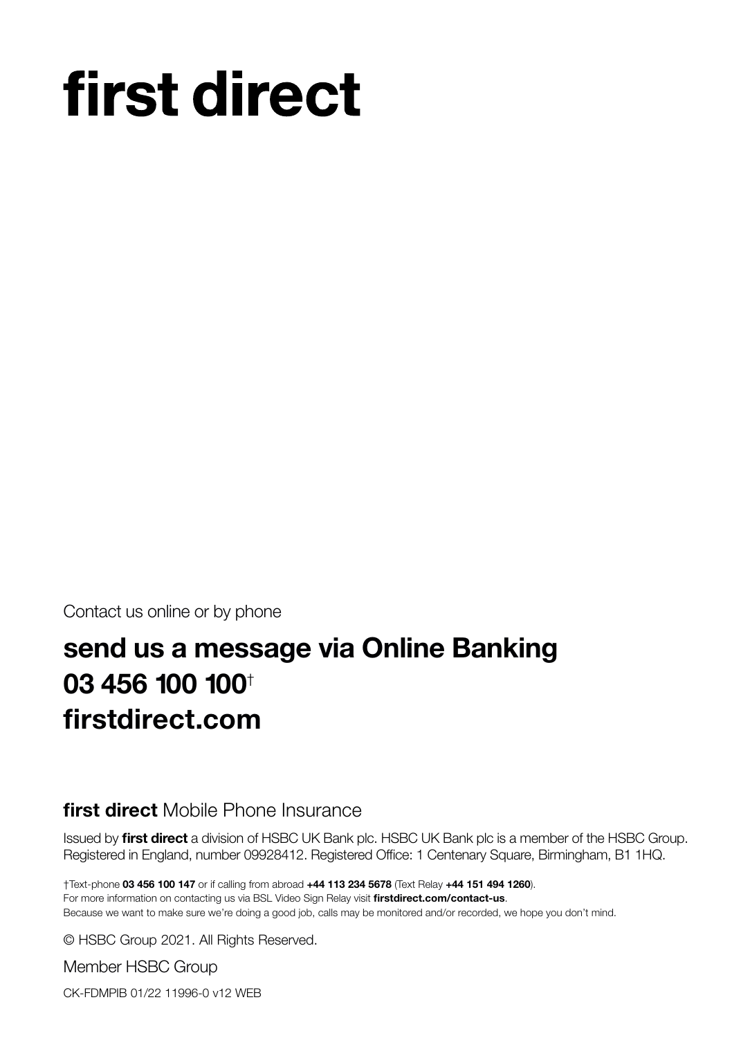# first direct

Contact us online or by phone

## send us a message via Online Banking
## 03 456 100 100†
## firstdirect.com

### **first direct** Mobile Phone Insurance

Issued by **first direct** a division of HSBC UK Bank plc. HSBC UK Bank plc is a member of the HSBC Group. Registered in England, number 09928412. Registered Office: 1 Centenary Square, Birmingham, B1 1HQ.

†Text-phone **03 456 100 147** or if calling from abroad **+44 113 234 5678** (Text Relay **+44 151 494 1260**).
For more information on contacting us via BSL Video Sign Relay visit **firstdirect.com/contact-us**.
Because we want to make sure we're doing a good job, calls may be monitored and/or recorded, we hope you don't mind.

© HSBC Group 2021. All Rights Reserved.

Member HSBC Group

CK-FDMPIB 01/22 11996-0 v12 WEB